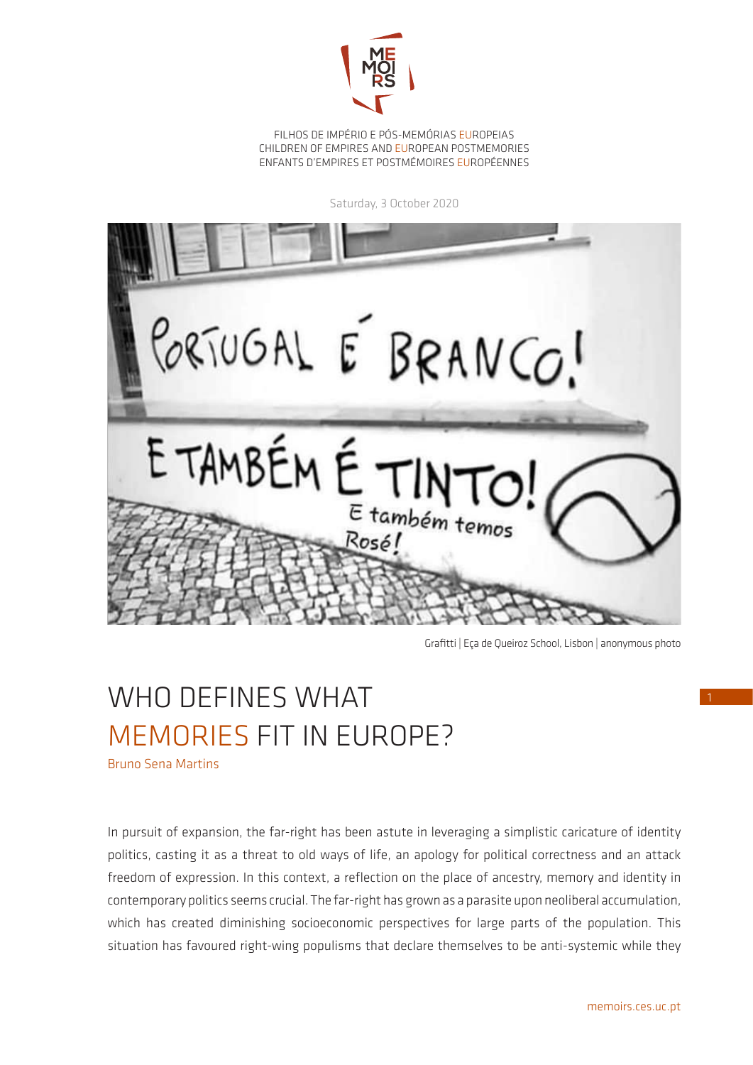FILHOS DE IMPÉRIO E PÓS-MEMÓRIAS EUROPEIAS
CHILDREN OF EMPIRES AND EUROPEAN POSTMEMORIES
ENFANTS D'EMPIRES ET POSTMÉMOIRES EUROPÉENNES

Saturday, 3 October 2020

Grafitti | Eça de Queiroz School, Lisbon | anonymous photo

# WHO DEFINES WHAT MEMORIES FIT IN EUROPE?

Bruno Sena Martins

In pursuit of expansion, the far-right has been astute in leveraging a simplistic caricature of identity politics, casting it as a threat to old ways of life, an apology for political correctness and an attack freedom of expression. In this context, a reflection on the place of ancestry, memory and identity in contemporary politics seems crucial. The far-right has grown as a parasite upon neoliberal accumulation, which has created diminishing socioeconomic perspectives for large parts of the population. This situation has favoured right-wing populisms that declare themselves to be anti-systemic while they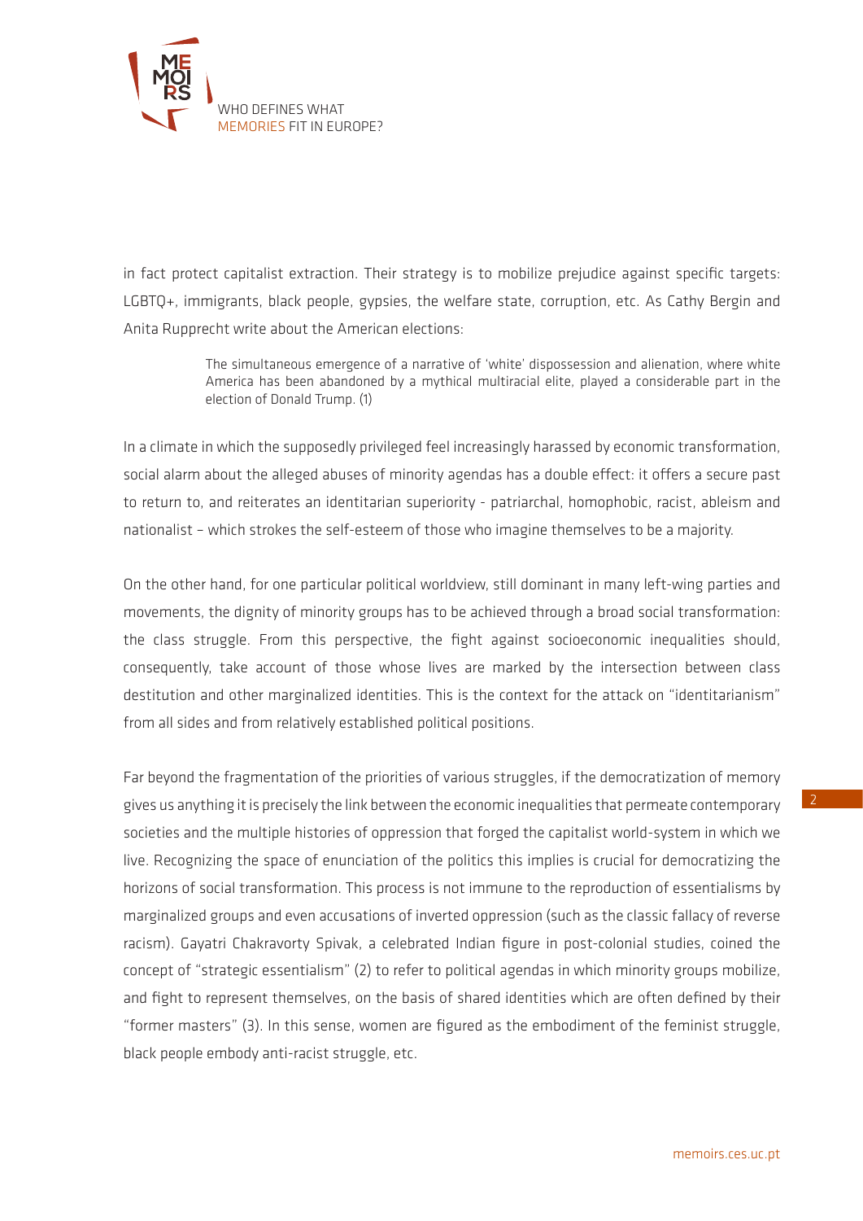in fact protect capitalist extraction. Their strategy is to mobilize prejudice against specific targets: LGBTQ+, immigrants, black people, gypsies, the welfare state, corruption, etc. As Cathy Bergin and Anita Rupprecht write about the American elections:

> The simultaneous emergence of a narrative of 'white' dispossession and alienation, where white America has been abandoned by a mythical multiracial elite, played a considerable part in the election of Donald Trump. (1)

In a climate in which the supposedly privileged feel increasingly harassed by economic transformation, social alarm about the alleged abuses of minority agendas has a double effect: it offers a secure past to return to, and reiterates an identitarian superiority - patriarchal, homophobic, racist, ableism and nationalist – which strokes the self-esteem of those who imagine themselves to be a majority.

On the other hand, for one particular political worldview, still dominant in many left-wing parties and movements, the dignity of minority groups has to be achieved through a broad social transformation: the class struggle. From this perspective, the fight against socioeconomic inequalities should, consequently, take account of those whose lives are marked by the intersection between class destitution and other marginalized identities. This is the context for the attack on "identitarianism" from all sides and from relatively established political positions.

Far beyond the fragmentation of the priorities of various struggles, if the democratization of memory gives us anything it is precisely the link between the economic inequalities that permeate contemporary societies and the multiple histories of oppression that forged the capitalist world-system in which we live. Recognizing the space of enunciation of the politics this implies is crucial for democratizing the horizons of social transformation. This process is not immune to the reproduction of essentialisms by marginalized groups and even accusations of inverted oppression (such as the classic fallacy of reverse racism). Gayatri Chakravorty Spivak, a celebrated Indian figure in post-colonial studies, coined the concept of "strategic essentialism" (2) to refer to political agendas in which minority groups mobilize, and fight to represent themselves, on the basis of shared identities which are often defined by their "former masters" (3). In this sense, women are figured as the embodiment of the feminist struggle, black people embody anti-racist struggle, etc.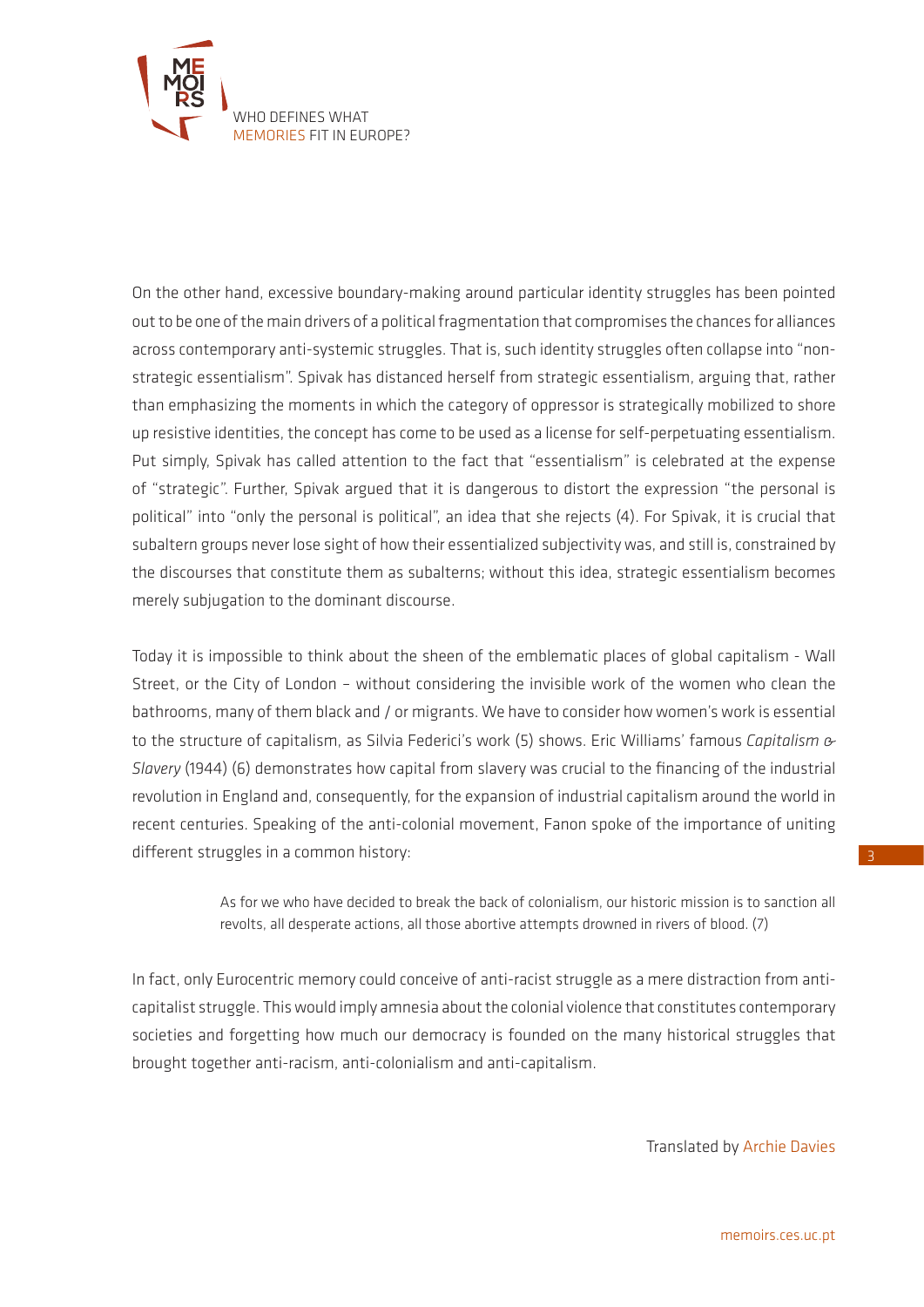On the other hand, excessive boundary-making around particular identity struggles has been pointed out to be one of the main drivers of a political fragmentation that compromises the chances for alliances across contemporary anti-systemic struggles. That is, such identity struggles often collapse into "non-strategic essentialism". Spivak has distanced herself from strategic essentialism, arguing that, rather than emphasizing the moments in which the category of oppressor is strategically mobilized to shore up resistive identities, the concept has come to be used as a license for self-perpetuating essentialism. Put simply, Spivak has called attention to the fact that "essentialism" is celebrated at the expense of "strategic". Further, Spivak argued that it is dangerous to distort the expression "the personal is political" into "only the personal is political", an idea that she rejects (4). For Spivak, it is crucial that subaltern groups never lose sight of how their essentialized subjectivity was, and still is, constrained by the discourses that constitute them as subalterns; without this idea, strategic essentialism becomes merely subjugation to the dominant discourse.

Today it is impossible to think about the sheen of the emblematic places of global capitalism - Wall Street, or the City of London – without considering the invisible work of the women who clean the bathrooms, many of them black and / or migrants. We have to consider how women's work is essential to the structure of capitalism, as Silvia Federici's work (5) shows. Eric Williams' famous *Capitalism & Slavery* (1944) (6) demonstrates how capital from slavery was crucial to the financing of the industrial revolution in England and, consequently, for the expansion of industrial capitalism around the world in recent centuries. Speaking of the anti-colonial movement, Fanon spoke of the importance of uniting different struggles in a common history:

> As for we who have decided to break the back of colonialism, our historic mission is to sanction all revolts, all desperate actions, all those abortive attempts drowned in rivers of blood. (7)

In fact, only Eurocentric memory could conceive of anti-racist struggle as a mere distraction from anti-capitalist struggle. This would imply amnesia about the colonial violence that constitutes contemporary societies and forgetting how much our democracy is founded on the many historical struggles that brought together anti-racism, anti-colonialism and anti-capitalism.

Translated by Archie Davies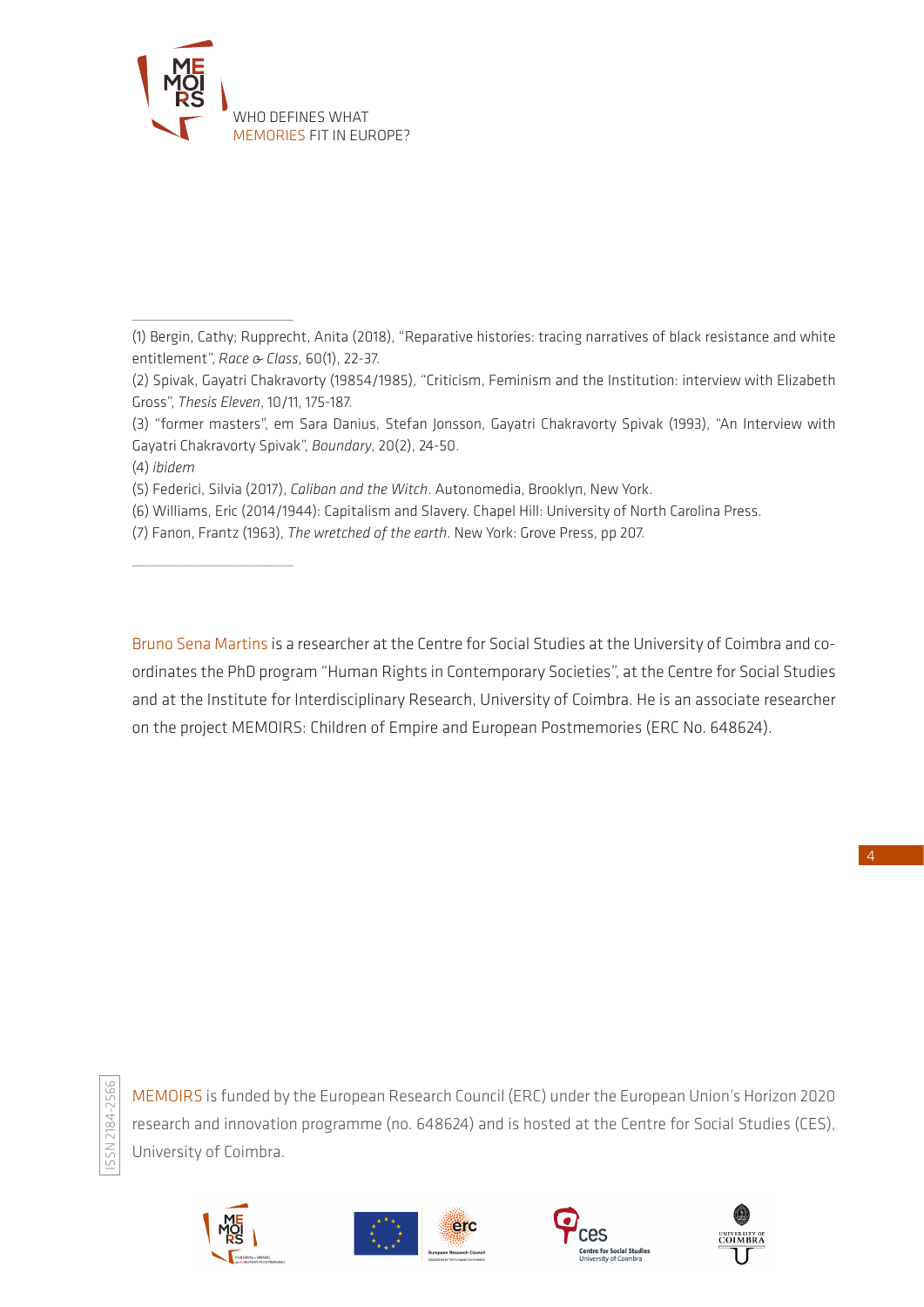(1) Bergin, Cathy; Rupprecht, Anita (2018), "Reparative histories: tracing narratives of black resistance and white entitlement", *Race & Class*, 60(1), 22-37.

(2) Spivak, Gayatri Chakravorty (19854/1985), "Criticism, Feminism and the Institution: interview with Elizabeth Gross", *Thesis Eleven*, 10/11, 175-187.

(3) "former masters", em Sara Danius, Stefan Jonsson, Gayatri Chakravorty Spivak (1993), "An Interview with Gayatri Chakravorty Spivak", *Boundary*, 20(2), 24-50.

(4) *ibidem*

(5) Federici, Silvia (2017), *Caliban and the Witch*. Autonomedia, Brooklyn, New York.

(6) Williams, Eric (2014/1944): Capitalism and Slavery. Chapel Hill: University of North Carolina Press.

(7) Fanon, Frantz (1963), *The wretched of the earth*. New York: Grove Press, pp 207.

---

Bruno Sena Martins is a researcher at the Centre for Social Studies at the University of Coimbra and co-ordinates the PhD program "Human Rights in Contemporary Societies", at the Centre for Social Studies and at the Institute for Interdisciplinary Research, University of Coimbra. He is an associate researcher on the project MEMOIRS: Children of Empire and European Postmemories (ERC No. 648624).

MEMOIRS is funded by the European Research Council (ERC) under the European Union's Horizon 2020 research and innovation programme (no. 648624) and is hosted at the Centre for Social Studies (CES), University of Coimbra.

ISSN 2184-2566